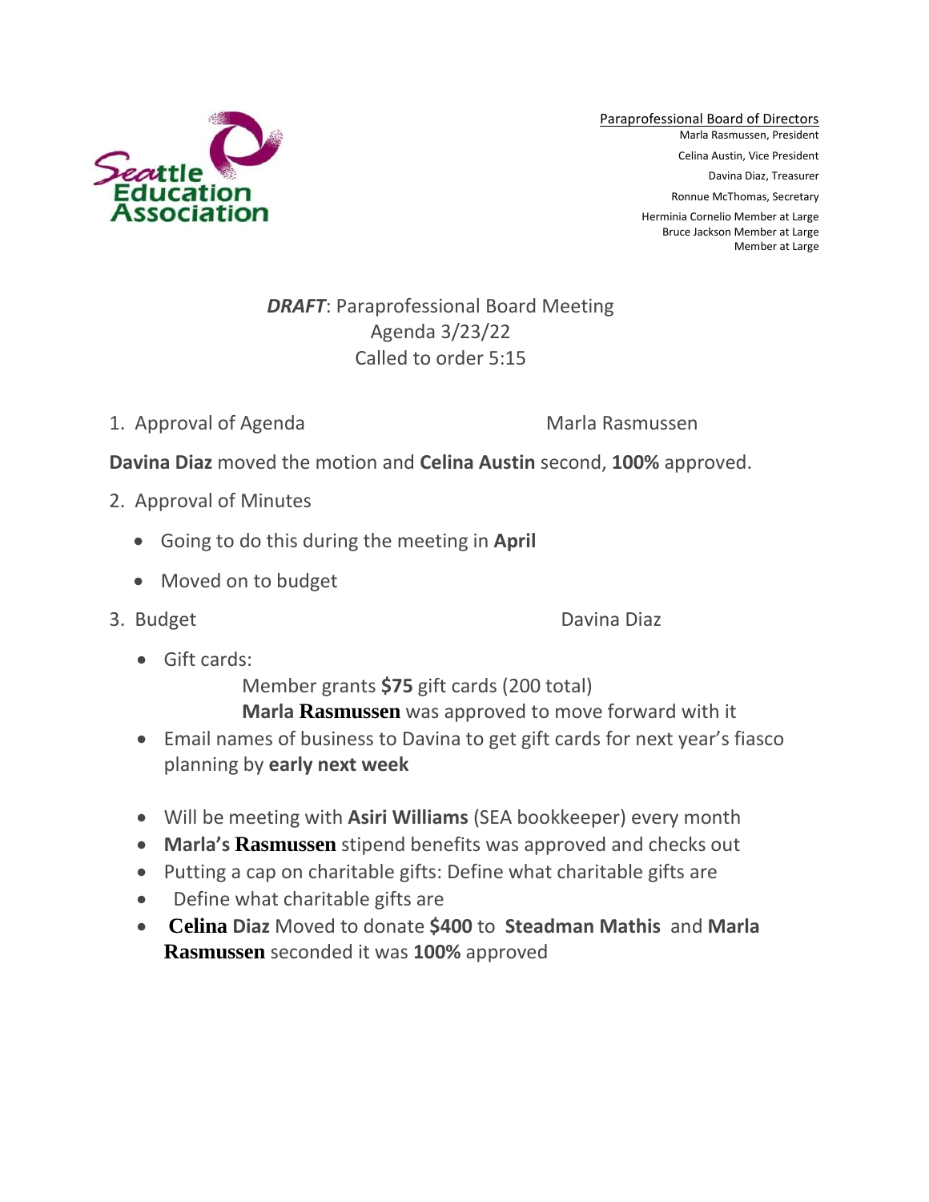Seattle Education Association

Paraprofessional Board of Directors
Marla Rasmussen, President
Celina Austin, Vice President
Davina Diaz, Treasurer
Ronnue McThomas, Secretary
Herminia Cornelio Member at Large
Bruce Jackson Member at Large
Member at Large

# ***DRAFT***: Paraprofessional Board Meeting
Agenda 3/23/22
Called to order 5:15

1. Approval of Agenda — Marla Rasmussen

**Davina Diaz** moved the motion and **Celina Austin** second, **100%** approved.

2. Approval of Minutes
   - Going to do this during the meeting in **April**
   - Moved on to budget

3. Budget — Davina Diaz
   - Gift cards:

     Member grants **$75** gift cards (200 total)

     **Marla Rasmussen** was approved to move forward with it
   - Email names of business to Davina to get gift cards for next year's fiasco planning by **early next week**

   - Will be meeting with **Asiri Williams** (SEA bookkeeper) every month
   - **Marla's Rasmussen** stipend benefits was approved and checks out
   - Putting a cap on charitable gifts: Define what charitable gifts are
   - Define what charitable gifts are
   - **Celina Diaz** Moved to donate **$400** to **Steadman Mathis** and **Marla Rasmussen** seconded it was **100%** approved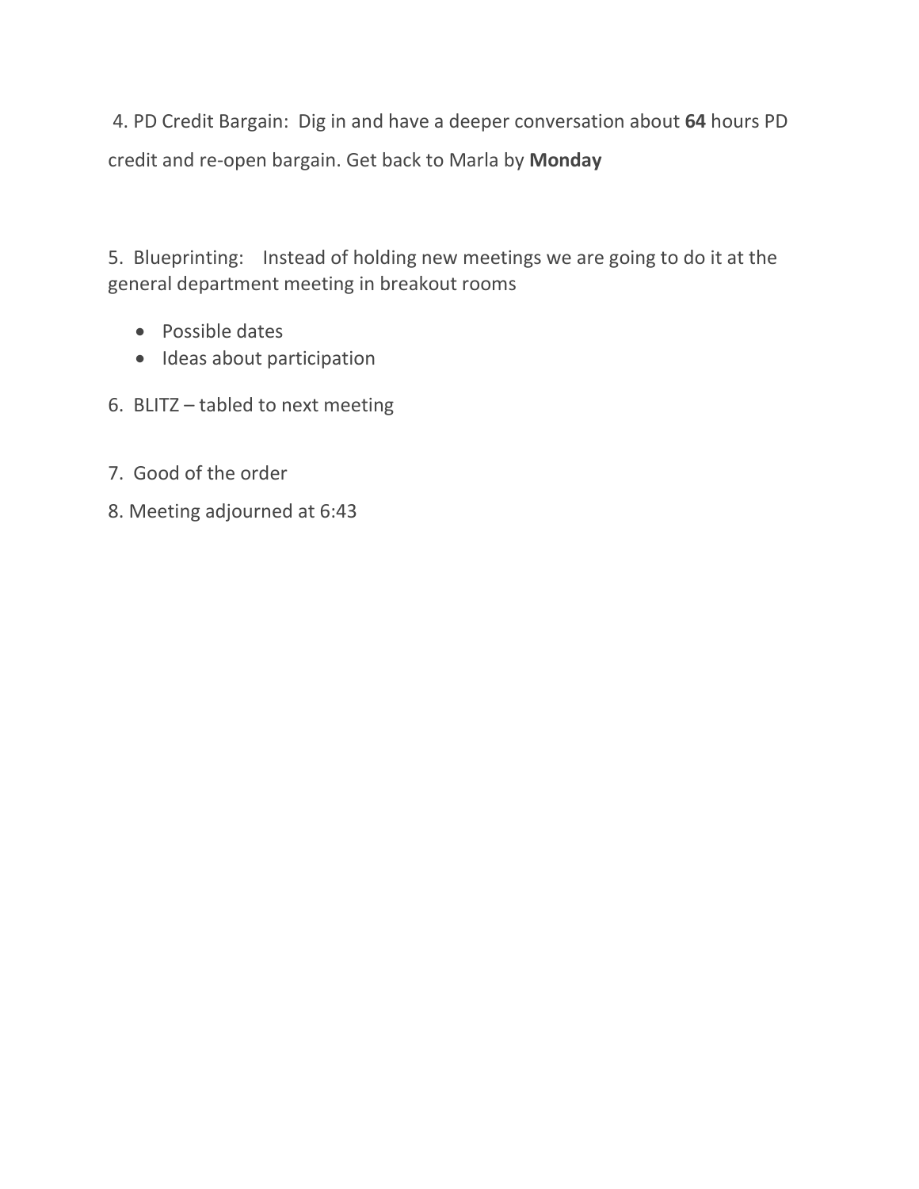4. PD Credit Bargain: Dig in and have a deeper conversation about **64** hours PD credit and re-open bargain. Get back to Marla by **Monday**

5. Blueprinting: Instead of holding new meetings we are going to do it at the general department meeting in breakout rooms

- Possible dates
- Ideas about participation

6. BLITZ – tabled to next meeting

7. Good of the order

8. Meeting adjourned at 6:43